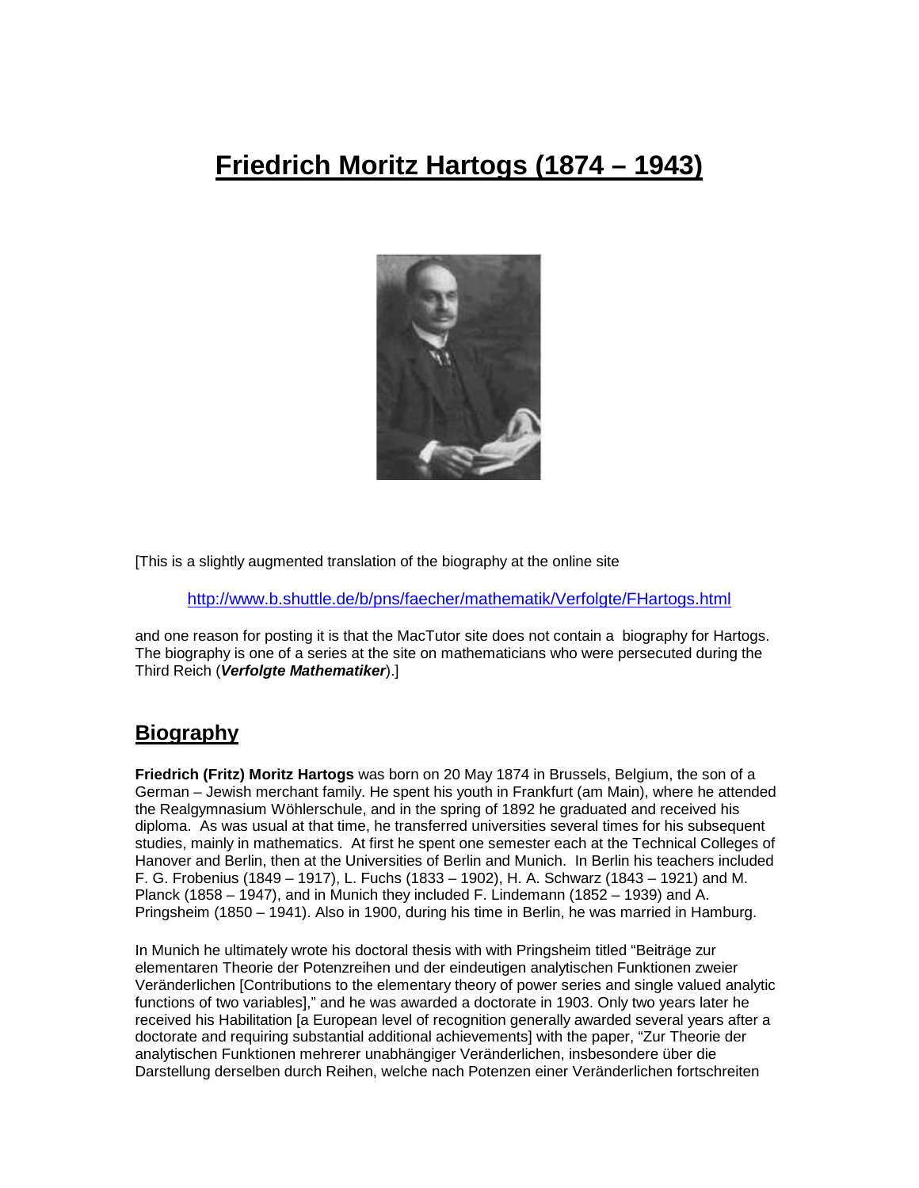# Friedrich Moritz Hartogs (1874 – 1943)

[This is a slightly augmented translation of the biography at the online site

http://www.b.shuttle.de/b/pns/faecher/mathematik/Verfolgte/FHartogs.html

and one reason for posting it is that the MacTutor site does not contain a biography for Hartogs. The biography is one of a series at the site on mathematicians who were persecuted during the Third Reich (***Verfolgte Mathematiker***).]

## Biography

**Friedrich (Fritz) Moritz Hartogs** was born on 20 May 1874 in Brussels, Belgium, the son of a German – Jewish merchant family. He spent his youth in Frankfurt (am Main), where he attended the Realgymnasium Wöhlerschule, and in the spring of 1892 he graduated and received his diploma. As was usual at that time, he transferred universities several times for his subsequent studies, mainly in mathematics. At first he spent one semester each at the Technical Colleges of Hanover and Berlin, then at the Universities of Berlin and Munich. In Berlin his teachers included F. G. Frobenius (1849 – 1917), L. Fuchs (1833 – 1902), H. A. Schwarz (1843 – 1921) and M. Planck (1858 – 1947), and in Munich they included F. Lindemann (1852 – 1939) and A. Pringsheim (1850 – 1941). Also in 1900, during his time in Berlin, he was married in Hamburg.

In Munich he ultimately wrote his doctoral thesis with with Pringsheim titled "Beiträge zur elementaren Theorie der Potenzreihen und der eindeutigen analytischen Funktionen zweier Veränderlichen [Contributions to the elementary theory of power series and single valued analytic functions of two variables]," and he was awarded a doctorate in 1903. Only two years later he received his Habilitation [a European level of recognition generally awarded several years after a doctorate and requiring substantial additional achievements] with the paper, "Zur Theorie der analytischen Funktionen mehrerer unabhängiger Veränderlichen, insbesondere über die Darstellung derselben durch Reihen, welche nach Potenzen einer Veränderlichen fortschreiten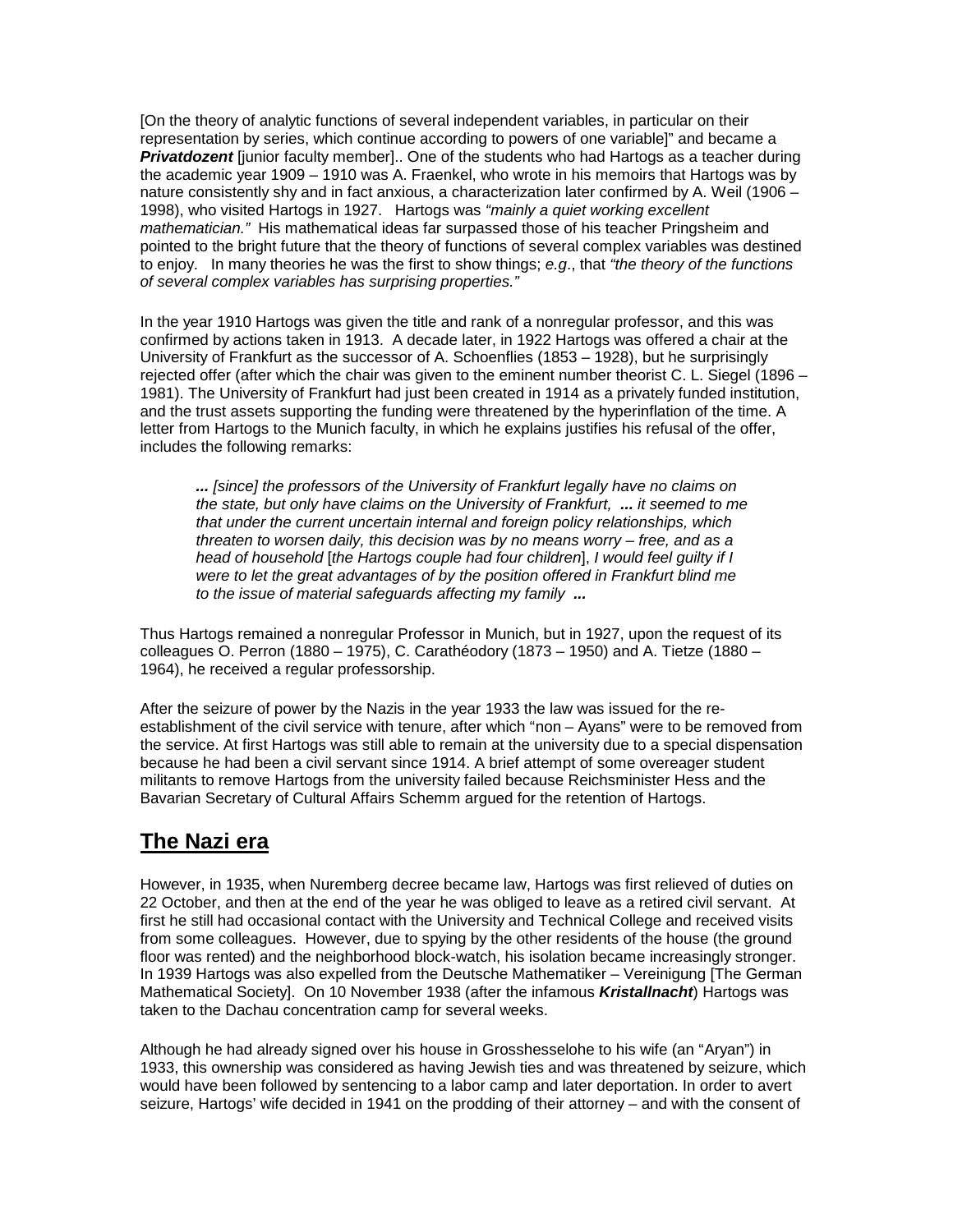[On the theory of analytic functions of several independent variables, in particular on their representation by series, which continue according to powers of one variable]" and became a ***Privatdozent*** [junior faculty member].. One of the students who had Hartogs as a teacher during the academic year 1909 – 1910 was A. Fraenkel, who wrote in his memoirs that Hartogs was by nature consistently shy and in fact anxious, a characterization later confirmed by A. Weil (1906 – 1998), who visited Hartogs in 1927. Hartogs was *"mainly a quiet working excellent mathematician."* His mathematical ideas far surpassed those of his teacher Pringsheim and pointed to the bright future that the theory of functions of several complex variables was destined to enjoy. In many theories he was the first to show things; *e.g*., that *"the theory of the functions of several complex variables has surprising properties."*

In the year 1910 Hartogs was given the title and rank of a nonregular professor, and this was confirmed by actions taken in 1913. A decade later, in 1922 Hartogs was offered a chair at the University of Frankfurt as the successor of A. Schoenflies (1853 – 1928), but he surprisingly rejected offer (after which the chair was given to the eminent number theorist C. L. Siegel (1896 – 1981). The University of Frankfurt had just been created in 1914 as a privately funded institution, and the trust assets supporting the funding were threatened by the hyperinflation of the time. A letter from Hartogs to the Munich faculty, in which he explains justifies his refusal of the offer, includes the following remarks:

> ***...*** *[since] the professors of the University of Frankfurt legally have no claims on the state, but only have claims on the University of Frankfurt,* ***...*** *it seemed to me that under the current uncertain internal and foreign policy relationships, which threaten to worsen daily, this decision was by no means worry – free, and as a head of household* [*the Hartogs couple had four children*], *I would feel guilty if I were to let the great advantages of by the position offered in Frankfurt blind me to the issue of material safeguards affecting my family* ***...***

Thus Hartogs remained a nonregular Professor in Munich, but in 1927, upon the request of its colleagues O. Perron (1880 – 1975), C. Carathéodory (1873 – 1950) and A. Tietze (1880 – 1964), he received a regular professorship.

After the seizure of power by the Nazis in the year 1933 the law was issued for the re-establishment of the civil service with tenure, after which "non – Ayans" were to be removed from the service. At first Hartogs was still able to remain at the university due to a special dispensation because he had been a civil servant since 1914. A brief attempt of some overeager student militants to remove Hartogs from the university failed because Reichsminister Hess and the Bavarian Secretary of Cultural Affairs Schemm argued for the retention of Hartogs.

## The Nazi era

However, in 1935, when Nuremberg decree became law, Hartogs was first relieved of duties on 22 October, and then at the end of the year he was obliged to leave as a retired civil servant. At first he still had occasional contact with the University and Technical College and received visits from some colleagues. However, due to spying by the other residents of the house (the ground floor was rented) and the neighborhood block-watch, his isolation became increasingly stronger. In 1939 Hartogs was also expelled from the Deutsche Mathematiker – Vereinigung [The German Mathematical Society]. On 10 November 1938 (after the infamous ***Kristallnacht***) Hartogs was taken to the Dachau concentration camp for several weeks.

Although he had already signed over his house in Grosshesselohe to his wife (an "Aryan") in 1933, this ownership was considered as having Jewish ties and was threatened by seizure, which would have been followed by sentencing to a labor camp and later deportation. In order to avert seizure, Hartogs' wife decided in 1941 on the prodding of their attorney – and with the consent of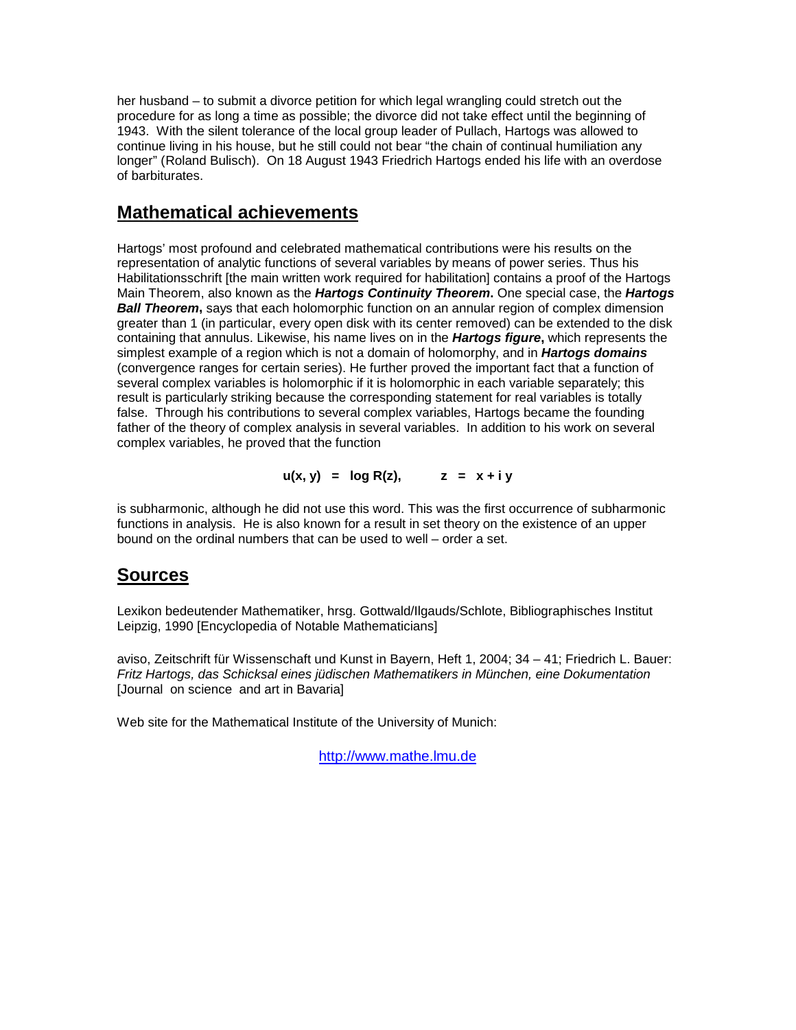her husband – to submit a divorce petition for which legal wrangling could stretch out the procedure for as long a time as possible; the divorce did not take effect until the beginning of 1943. With the silent tolerance of the local group leader of Pullach, Hartogs was allowed to continue living in his house, but he still could not bear "the chain of continual humiliation any longer" (Roland Bulisch). On 18 August 1943 Friedrich Hartogs ended his life with an overdose of barbiturates.

## Mathematical achievements

Hartogs' most profound and celebrated mathematical contributions were his results on the representation of analytic functions of several variables by means of power series. Thus his Habilitationsschrift [the main written work required for habilitation] contains a proof of the Hartogs Main Theorem, also known as the ***Hartogs Continuity Theorem*.** One special case, the ***Hartogs Ball Theorem*,** says that each holomorphic function on an annular region of complex dimension greater than 1 (in particular, every open disk with its center removed) can be extended to the disk containing that annulus. Likewise, his name lives on in the ***Hartogs figure*,** which represents the simplest example of a region which is not a domain of holomorphy, and in ***Hartogs domains*** (convergence ranges for certain series). He further proved the important fact that a function of several complex variables is holomorphic if it is holomorphic in each variable separately; this result is particularly striking because the corresponding statement for real variables is totally false. Through his contributions to several complex variables, Hartogs became the founding father of the theory of complex analysis in several variables. In addition to his work on several complex variables, he proved that the function

$$\mathbf{u(x, y) = \log R(z), \qquad z = x + i\,y}$$

is subharmonic, although he did not use this word. This was the first occurrence of subharmonic functions in analysis. He is also known for a result in set theory on the existence of an upper bound on the ordinal numbers that can be used to well – order a set.

## Sources

Lexikon bedeutender Mathematiker, hrsg. Gottwald/Ilgauds/Schlote, Bibliographisches Institut Leipzig, 1990 [Encyclopedia of Notable Mathematicians]

aviso, Zeitschrift für Wissenschaft und Kunst in Bayern, Heft 1, 2004; 34 – 41; Friedrich L. Bauer: *Fritz Hartogs, das Schicksal eines jüdischen Mathematikers in München, eine Dokumentation* [Journal on science and art in Bavaria]

Web site for the Mathematical Institute of the University of Munich:

http://www.mathe.lmu.de